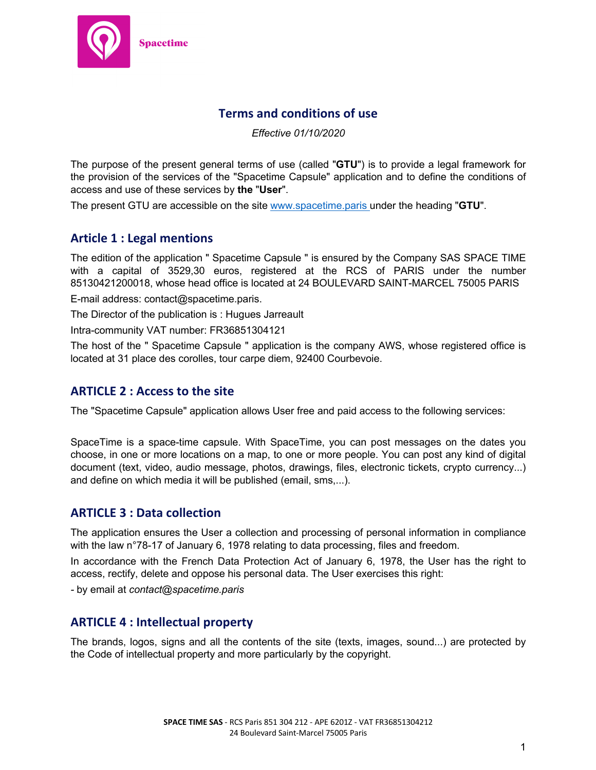Spacetime

# Terms and conditions of use

*Effective 01/10/2020*

The purpose of the present general terms of use (called "**GTU**") is to provide a legal framework for the provision of the services of the "Spacetime Capsule" application and to define the conditions of access and use of these services by **the** "**User**".

The present GTU are accessible on the site [www.spacetime.paris](http://www.spacetime.paris) under the heading "**GTU**".

## Article 1 : Legal mentions

The edition of the application " Spacetime Capsule " is ensured by the Company SAS SPACE TIME with a capital of 3529,30 euros, registered at the RCS of PARIS under the number 85130421200018, whose head office is located at 24 BOULEVARD SAINT-MARCEL 75005 PARIS

E-mail address: contact@spacetime.paris.

The Director of the publication is : Hugues Jarreault

Intra-community VAT number: FR36851304121

The host of the " Spacetime Capsule " application is the company AWS, whose registered office is located at 31 place des corolles, tour carpe diem, 92400 Courbevoie.

## ARTICLE 2 : Access to the site

The "Spacetime Capsule" application allows User free and paid access to the following services:

SpaceTime is a space-time capsule. With SpaceTime, you can post messages on the dates you choose, in one or more locations on a map, to one or more people. You can post any kind of digital document (text, video, audio message, photos, drawings, files, electronic tickets, crypto currency...) and define on which media it will be published (email, sms,...).

## ARTICLE 3 : Data collection

The application ensures the User a collection and processing of personal information in compliance with the law n°78-17 of January 6, 1978 relating to data processing, files and freedom.

In accordance with the French Data Protection Act of January 6, 1978, the User has the right to access, rectify, delete and oppose his personal data. The User exercises this right:

- by email at *contact@spacetime.paris*

## ARTICLE 4 : Intellectual property

The brands, logos, signs and all the contents of the site (texts, images, sound...) are protected by the Code of intellectual property and more particularly by the copyright.

**SPACE TIME SAS** - RCS Paris 851 304 212 - APE 6201Z - VAT FR36851304212
24 Boulevard Saint-Marcel 75005 Paris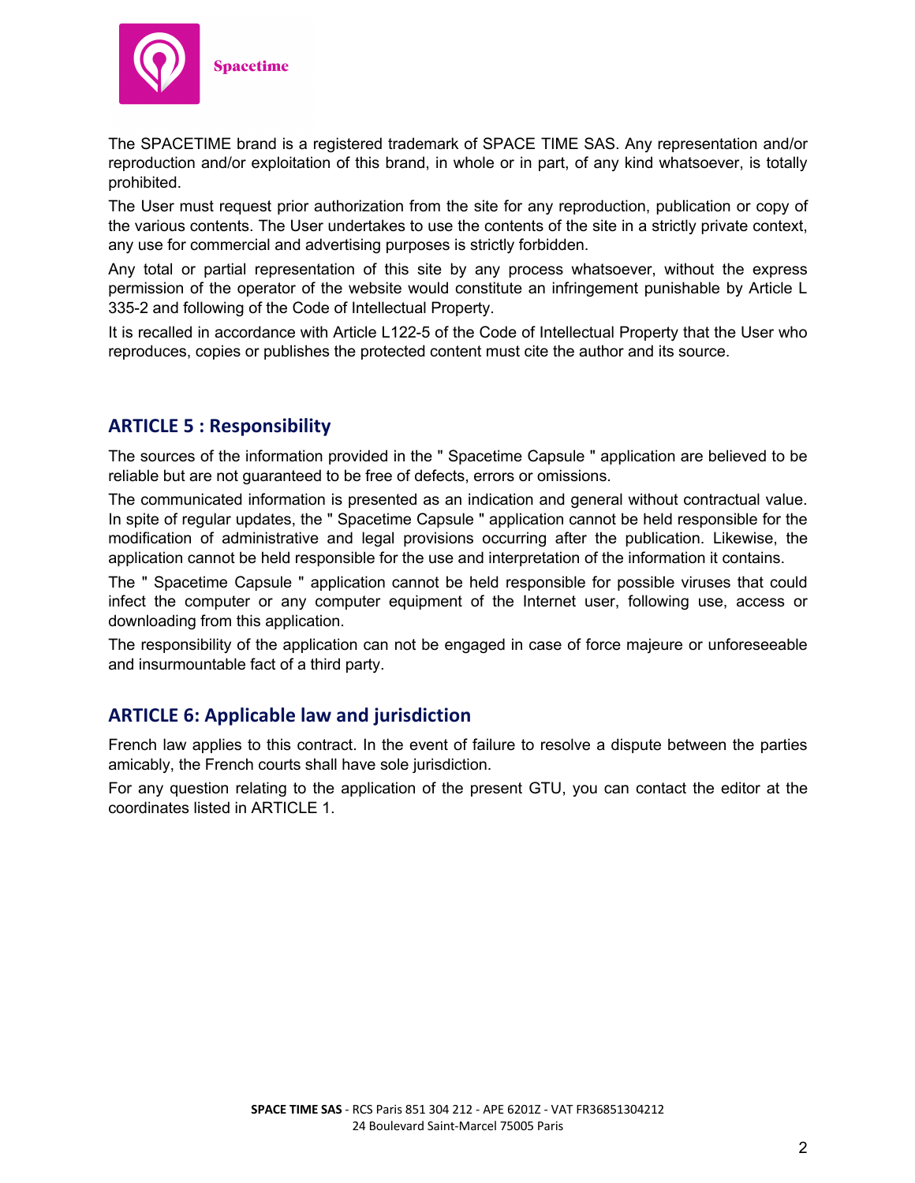The SPACETIME brand is a registered trademark of SPACE TIME SAS. Any representation and/or reproduction and/or exploitation of this brand, in whole or in part, of any kind whatsoever, is totally prohibited.

The User must request prior authorization from the site for any reproduction, publication or copy of the various contents. The User undertakes to use the contents of the site in a strictly private context, any use for commercial and advertising purposes is strictly forbidden.

Any total or partial representation of this site by any process whatsoever, without the express permission of the operator of the website would constitute an infringement punishable by Article L 335-2 and following of the Code of Intellectual Property.

It is recalled in accordance with Article L122-5 of the Code of Intellectual Property that the User who reproduces, copies or publishes the protected content must cite the author and its source.

## ARTICLE 5 : Responsibility

The sources of the information provided in the " Spacetime Capsule " application are believed to be reliable but are not guaranteed to be free of defects, errors or omissions.

The communicated information is presented as an indication and general without contractual value. In spite of regular updates, the " Spacetime Capsule " application cannot be held responsible for the modification of administrative and legal provisions occurring after the publication. Likewise, the application cannot be held responsible for the use and interpretation of the information it contains.

The " Spacetime Capsule " application cannot be held responsible for possible viruses that could infect the computer or any computer equipment of the Internet user, following use, access or downloading from this application.

The responsibility of the application can not be engaged in case of force majeure or unforeseeable and insurmountable fact of a third party.

## ARTICLE 6: Applicable law and jurisdiction

French law applies to this contract. In the event of failure to resolve a dispute between the parties amicably, the French courts shall have sole jurisdiction.

For any question relating to the application of the present GTU, you can contact the editor at the coordinates listed in ARTICLE 1.